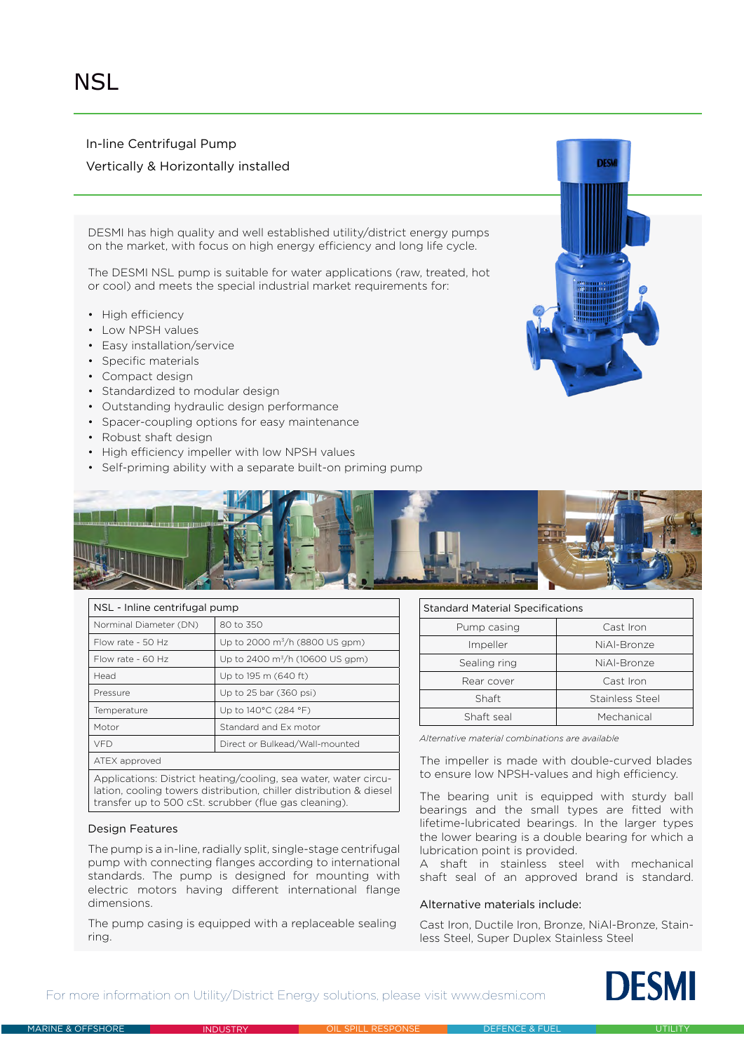# NSL

In-line Centrifugal Pump

Vertically & Horizontally installed

DESMI has high quality and well established utility/district energy pumps on the market, with focus on high energy efficiency and long life cycle.

The DESMI NSL pump is suitable for water applications (raw, treated, hot or cool) and meets the special industrial market requirements for:

- High efficiency
- Low NPSH values
- Easy installation/service
- Specific materials
- Compact design
- Standardized to modular design
- Outstanding hydraulic design performance
- Spacer-coupling options for easy maintenance
- Robust shaft design
- High efficiency impeller with low NPSH values
- Self-priming ability with a separate built-on priming pump

| NSL - Inline centrifugal pump | |
|---|---|
| Norminal Diameter (DN) | 80 to 350 |
| Flow rate - 50 Hz | Up to 2000 m³/h (8800 US gpm) |
| Flow rate - 60 Hz | Up to 2400 m³/h (10600 US gpm) |
| Head | Up to 195 m (640 ft) |
| Pressure | Up to 25 bar (360 psi) |
| Temperature | Up to 140°C (284 °F) |
| Motor | Standard and Ex motor |
| VFD | Direct or Bulkead/Wall-mounted |
| ATEX approved | |
| Applications: District heating/cooling, sea water, water circulation, cooling towers distribution, chiller distribution & diesel transfer up to 500 cSt. scrubber (flue gas cleaning). | |

### Design Features

The pump is a in-line, radially split, single-stage centrifugal pump with connecting flanges according to international standards. The pump is designed for mounting with electric motors having different international flange dimensions.

The pump casing is equipped with a replaceable sealing ring.

| Standard Material Specifications | |
|---|---|
| Pump casing | Cast Iron |
| Impeller | NiAl-Bronze |
| Sealing ring | NiAl-Bronze |
| Rear cover | Cast Iron |
| Shaft | Stainless Steel |
| Shaft seal | Mechanical |

*Alternative material combinations are available*

The impeller is made with double-curved blades to ensure low NPSH-values and high efficiency.

The bearing unit is equipped with sturdy ball bearings and the small types are fitted with lifetime-lubricated bearings. In the larger types the lower bearing is a double bearing for which a lubrication point is provided.
A shaft in stainless steel with mechanical shaft seal of an approved brand is standard.

Alternative materials include:

Cast Iron, Ductile Iron, Bronze, NiAl-Bronze, Stainless Steel, Super Duplex Stainless Steel

For more information on Utility/District Energy solutions, please visit www.desmi.com

DESMI

MARINE & OFFSHORE | INDUSTRY | OIL SPILL RESPONSE | DEFENCE & FUEL | UTILITY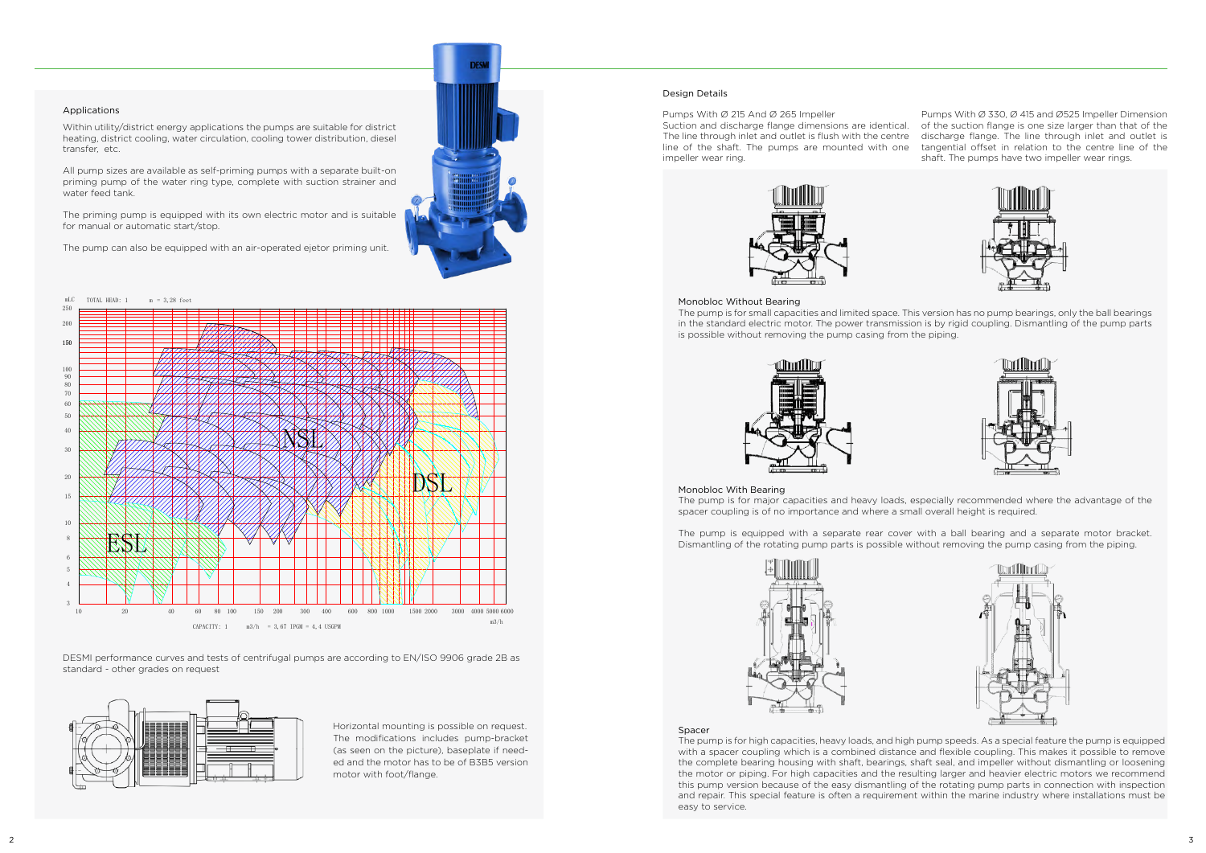## Applications

Within utility/district energy applications the pumps are suitable for district heating, district cooling, water circulation, cooling tower distribution, diesel transfer, etc.

All pump sizes are available as self-priming pumps with a separate built-on priming pump of the water ring type, complete with suction strainer and water feed tank.

The priming pump is equipped with its own electric motor and is suitable for manual or automatic start/stop.

The pump can also be equipped with an air-operated ejetor priming unit.

DESMI performance curves and tests of centrifugal pumps are according to EN/ISO 9906 grade 2B as standard - other grades on request

Horizontal mounting is possible on request. The modifications includes pump-bracket (as seen on the picture), baseplate if needed and the motor has to be of B3B5 version motor with foot/flange.

## Design Details

**Pumps With Ø 215 And Ø 265 Impeller**
Suction and discharge flange dimensions are identical. The line through inlet and outlet is flush with the centre line of the shaft. The pumps are mounted with one impeller wear ring.

**Pumps With Ø 330, Ø 415 and Ø525 Impeller** Dimension of the suction flange is one size larger than that of the discharge flange. The line through inlet and outlet is tangential offset in relation to the centre line of the shaft. The pumps have two impeller wear rings.

### Monobloc Without Bearing

The pump is for small capacities and limited space. This version has no pump bearings, only the ball bearings in the standard electric motor. The power transmission is by rigid coupling. Dismantling of the pump parts is possible without removing the pump casing from the piping.

### Monobloc With Bearing

The pump is for major capacities and heavy loads, especially recommended where the advantage of the spacer coupling is of no importance and where a small overall height is required.

The pump is equipped with a separate rear cover with a ball bearing and a separate motor bracket. Dismantling of the rotating pump parts is possible without removing the pump casing from the piping.

### Spacer

The pump is for high capacities, heavy loads, and high pump speeds. As a special feature the pump is equipped with a spacer coupling which is a combined distance and flexible coupling. This makes it possible to remove the complete bearing housing with shaft, bearings, shaft seal, and impeller without dismantling or loosening the motor or piping. For high capacities and the resulting larger and heavier electric motors we recommend this pump version because of the easy dismantling of the rotating pump parts in connection with inspection and repair. This special feature is often a requirement within the marine industry where installations must be easy to service.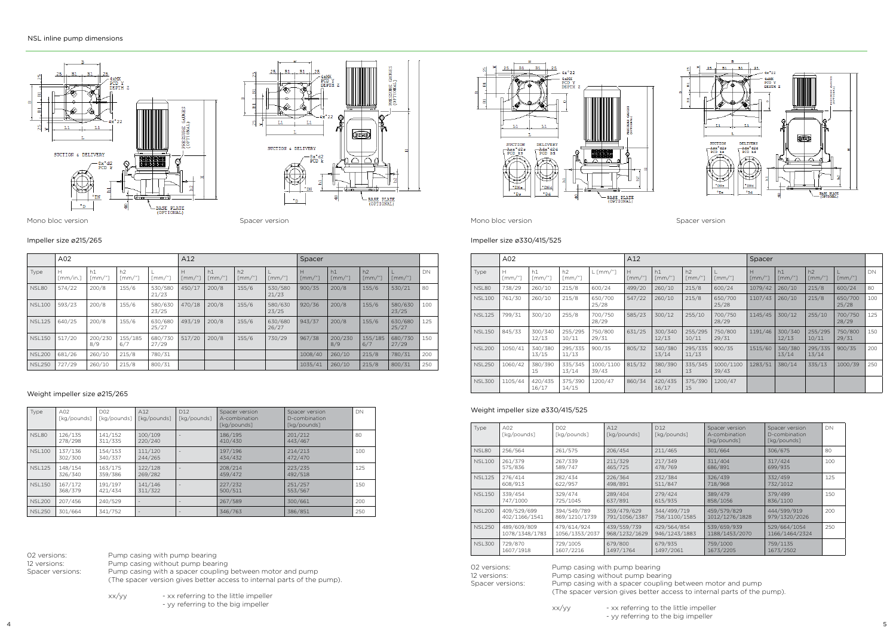NSL inline pump dimensions

Mono bloc version

Spacer version

## Impeller size ø215/265

| | A02 | | | | A12 | | | | Spacer | | | | |
|---|---|---|---|---|---|---|---|---|---|---|---|---|---|
| Type | H [mm/in.] | h1 [mm/"] | h2 [mm/"] | L [mm/"] | H [mm/"] | h1 [mm/"] | h2 [mm/"] | L [mm/"] | H [mm/"] | h1 [mm/"] | h2 [mm/"] | L [mm/"] | DN |
| NSL80 | 574/22 | 200/8 | 155/6 | 530/580 21/23 | 450/17 | 200/8 | 155/6 | 530/580 21/23 | 900/35 | 200/8 | 155/6 | 530/21 | 80 |
| NSL100 | 593/23 | 200/8 | 155/6 | 580/630 23/25 | 470/18 | 200/8 | 155/6 | 580/630 23/25 | 920/36 | 200/8 | 155/6 | 580/630 23/25 | 100 |
| NSL125 | 640/25 | 200/8 | 155/6 | 630/680 25/27 | 493/19 | 200/8 | 155/6 | 630/680 26/27 | 943/37 | 200/8 | 155/6 | 630/680 25/27 | 125 |
| NSL150 | 517/20 | 200/230 8/9 | 155/185 6/7 | 680/730 27/29 | 517/20 | 200/8 | 155/6 | 730/29 | 967/38 | 200/230 8/9 | 155/185 6/7 | 680/730 27/29 | 150 |
| NSL200 | 681/26 | 260/10 | 215/8 | 780/31 | | | | | 1008/40 | 260/10 | 215/8 | 780/31 | 200 |
| NSL250 | 727/29 | 260/10 | 215/8 | 800/31 | | | | | 1035/41 | 260/10 | 215/8 | 800/31 | 250 |

### Weight impeller size ø215/265

| Type | A02 [kg/pounds] | D02 [kg/pounds] | A12 [kg/pounds] | D12 [kg/pounds] | Spacer version A-combination [kg/pounds] | Spacer version D-combination [kg/pounds] | DN |
|---|---|---|---|---|---|---|---|
| NSL80 | 126/135 278/298 | 141/152 311/335 | 100/109 220/240 | - | 186/195 410/430 | 201/212 443/467 | 80 |
| NSL100 | 137/136 302/300 | 154/153 340/337 | 111/120 244/265 | - | 197/196 434/432 | 214/213 472/470 | 100 |
| NSL125 | 148/154 326/340 | 163/175 359/386 | 122/128 269/282 | - | 208/214 459/472 | 223/235 492/518 | 125 |
| NSL150 | 167/172 368/379 | 191/197 421/434 | 141/146 311/322 | - | 227/232 500/511 | 251/257 553/567 | 150 |
| NSL200 | 207/456 | 240/529 | - | - | 267/589 | 300/661 | 200 |
| NSL250 | 301/664 | 341/752 | - | - | 346/763 | 386/851 | 250 |

02 versions: Pump casing with pump bearing
12 versions: Pump casing without pump bearing
Spacer versions: Pump casing with a spacer coupling between motor and pump
(The spacer version gives better access to internal parts of the pump).

xx/yy - xx referring to the little impeller
- yy referring to the big impeller

Mono bloc version

Spacer version

## Impeller size ø330/415/525

| | A02 | | | | A12 | | | | Spacer | | | | |
|---|---|---|---|---|---|---|---|---|---|---|---|---|---|
| Type | H [mm/"] | h1 [mm/"] | h2 [mm/"] | L [mm/"] | H [mm/"] | h1 [mm/"] | h2 [mm/"] | L [mm/"] | H [mm/"] | h1 [mm/"] | h2 [mm/"] | L [mm/"] | DN |
| NSL80 | 738/29 | 260/10 | 215/8 | 600/24 | 499/20 | 260/10 | 215/8 | 600/24 | 1079/42 | 260/10 | 215/8 | 600/24 | 80 |
| NSL100 | 761/30 | 260/10 | 215/8 | 650/700 25/28 | 547/22 | 260/10 | 215/8 | 650/700 25/28 | 1107/43 | 260/10 | 215/8 | 650/700 25/28 | 100 |
| NSL125 | 799/31 | 300/10 | 255/8 | 700/750 28/29 | 585/23 | 300/12 | 255/10 | 700/750 28/29 | 1145/45 | 300/12 | 255/10 | 700/750 28/29 | 125 |
| NSL150 | 845/33 | 300/340 12/13 | 255/295 10/11 | 750/800 29/31 | 631/25 | 300/340 12/13 | 255/295 10/11 | 750/800 29/31 | 1191/46 | 300/340 12/13 | 255/295 10/11 | 750/800 29/31 | 150 |
| NSL200 | 1050/41 | 340/380 13/15 | 295/335 11/13 | 900/35 | 805/32 | 340/380 13/14 | 295/335 11/13 | 900/35 | 1515/60 | 340/380 13/14 | 295/335 11/13 | 900/35 | 200 |
| NSL250 | 1060/42 | 380/390 15 | 335/345 13/14 | 1000/1100 39/43 | 815/32 | 380/390 14 | 335/345 13 | 1000/1100 39/43 | 1283/51 | 380/14 | 335/13 | 1000/39 | 250 |
| NSL300 | 1105/44 | 420/435 16/17 | 375/390 14/15 | 1200/47 | 860/34 | 420/435 16/17 | 375/390 15 | 1200/47 | | | | | |

### Weight impeller size ø330/415/525

| Type | A02 [kg/pounds] | D02 [kg/pounds] | A12 [kg/pounds] | D12 [kg/pounds] | Spacer version A-combination [kg/pounds] | Spacer version D-combination [kg/pounds] | DN |
|---|---|---|---|---|---|---|---|
| NSL80 | 256/564 | 261/575 | 206/454 | 211/465 | 301/664 | 306/675 | 80 |
| NSL100 | 261/379 575/836 | 267/339 589/747 | 211/329 465/725 | 217/349 478/769 | 311/404 686/891 | 317/424 699/935 | 100 |
| NSL125 | 276/414 608/913 | 282/434 622/957 | 226/364 498/891 | 232/384 511/847 | 326/439 718/968 | 332/459 732/1012 | 125 |
| NSL150 | 339/454 747/1000 | 329/474 725/1045 | 289/404 637/891 | 279/424 615/935 | 389/479 858/1056 | 379/499 836/1100 | 150 |
| NSL200 | 409/529/699 402/1166/1541 | 394/549/789 869/1210/1739 | 359/479/629 792/1056/1387 | 344/499/719 758/1100/1585 | 459/579/829 1012/1276/1828 | 444/599/919 979/1320/2026 | 200 |
| NSL250 | 489/609/809 1078/1348/1783 | 479/614/924 1056/1353/2037 | 439/559/739 968/1232/1629 | 429/564/854 946/1243/1883 | 539/659/939 1188/1453/2070 | 529/664/1054 1166/1464/2324 | 250 |
| NSL300 | 729/870 1607/1918 | 729/1005 1607/2216 | 679/800 1497/1764 | 679/935 1497/2061 | 759/1000 1673/2205 | 759/1135 1673/2502 | |

02 versions: Pump casing with pump bearing
12 versions: Pump casing without pump bearing
Spacer versions: Pump casing with a spacer coupling between motor and pump
(The spacer version gives better access to internal parts of the pump).

xx/yy - xx referring to the little impeller
- yy referring to the big impeller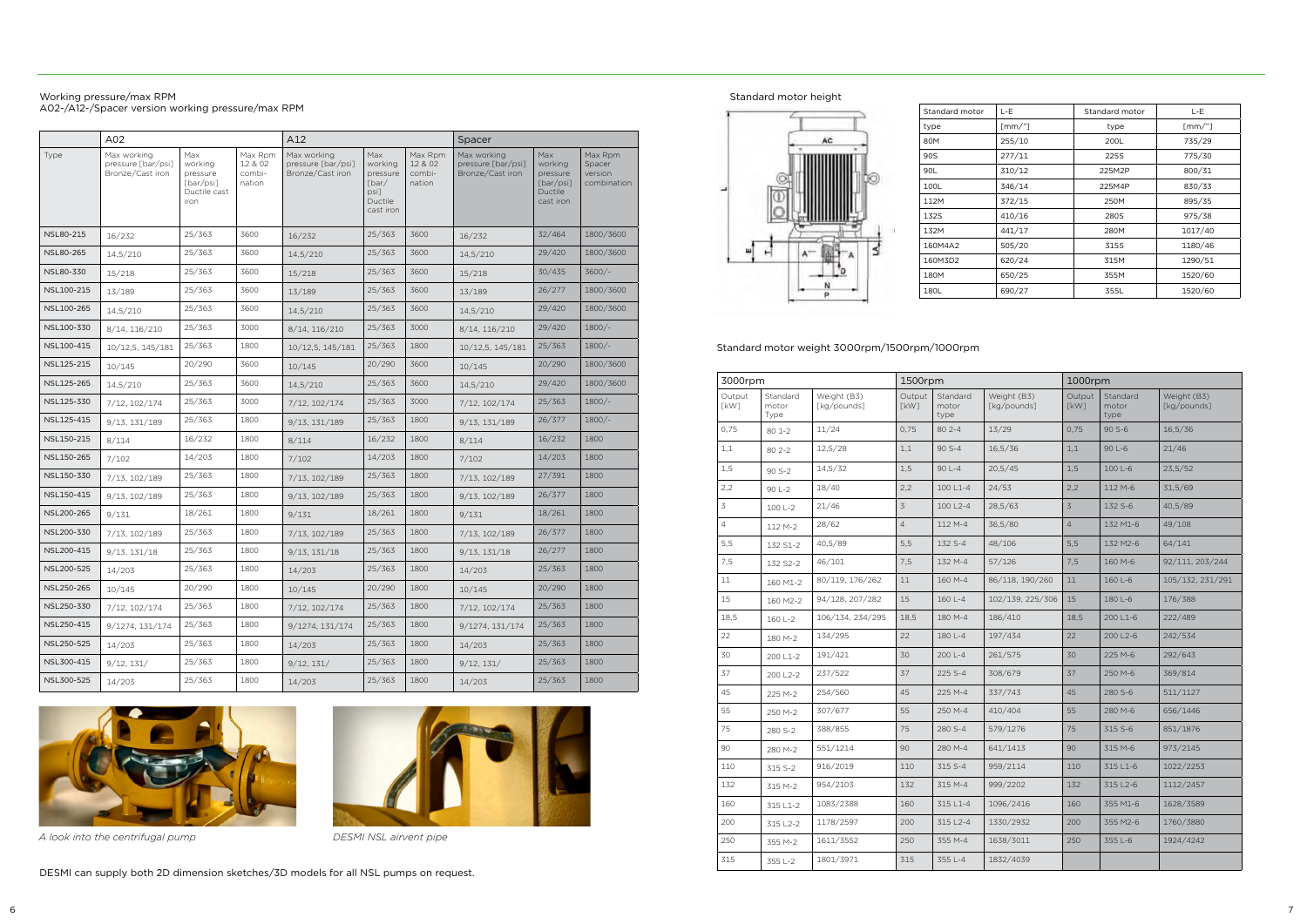Working pressure/max RPM
A02-/A12-/Spacer version working pressure/max RPM

| | A02 | | | A12 | | | Spacer | | |
|---|---|---|---|---|---|---|---|---|---|
| Type | Max working pressure [bar/psi] Bronze/Cast iron | Max working pressure [bar/psi] Ductile cast iron | Max Rpm 12 & 02 combi-nation | Max working pressure [bar/psi] Bronze/Cast iron | Max working pressure [bar/psi] Ductile cast iron | Max Rpm 12 & 02 combi-nation | Max working pressure [bar/psi] Bronze/Cast iron | Max working pressure [bar/psi] Ductile cast iron | Max Rpm Spacer version combination |
| NSL80-215 | 16/232 | 25/363 | 3600 | 16/232 | 25/363 | 3600 | 16/232 | 32/464 | 1800/3600 |
| NSL80-265 | 14,5/210 | 25/363 | 3600 | 14,5/210 | 25/363 | 3600 | 14,5/210 | 29/420 | 1800/3600 |
| NSL80-330 | 15/218 | 25/363 | 3600 | 15/218 | 25/363 | 3600 | 15/218 | 30/435 | 3600/- |
| NSL100-215 | 13/189 | 25/363 | 3600 | 13/189 | 25/363 | 3600 | 13/189 | 26/277 | 1800/3600 |
| NSL100-265 | 14,5/210 | 25/363 | 3600 | 14,5/210 | 25/363 | 3600 | 14,5/210 | 29/420 | 1800/3600 |
| NSL100-330 | 8/14, 116/210 | 25/363 | 3000 | 8/14, 116/210 | 25/363 | 3000 | 8/14, 116/210 | 29/420 | 1800/- |
| NSL100-415 | 10/12,5, 145/181 | 25/363 | 1800 | 10/12,5, 145/181 | 25/363 | 1800 | 10/12,5, 145/181 | 25/363 | 1800/- |
| NSL125-215 | 10/145 | 20/290 | 3600 | 10/145 | 20/290 | 3600 | 10/145 | 20/290 | 1800/3600 |
| NSL125-265 | 14,5/210 | 25/363 | 3600 | 14,5/210 | 25/363 | 3600 | 14,5/210 | 29/420 | 1800/3600 |
| NSL125-330 | 7/12, 102/174 | 25/363 | 3000 | 7/12, 102/174 | 25/363 | 3000 | 7/12, 102/174 | 25/363 | 1800/- |
| NSL125-415 | 9/13, 131/189 | 25/363 | 1800 | 9/13, 131/189 | 25/363 | 1800 | 9/13, 131/189 | 26/377 | 1800/- |
| NSL150-215 | 8/114 | 16/232 | 1800 | 8/114 | 16/232 | 1800 | 8/114 | 16/232 | 1800 |
| NSL150-265 | 7/102 | 14/203 | 1800 | 7/102 | 14/203 | 1800 | 7/102 | 14/203 | 1800 |
| NSL150-330 | 7/13, 102/189 | 25/363 | 1800 | 7/13, 102/189 | 25/363 | 1800 | 7/13, 102/189 | 27/391 | 1800 |
| NSL150-415 | 9/13, 102/189 | 25/363 | 1800 | 9/13, 102/189 | 25/363 | 1800 | 9/13, 102/189 | 26/377 | 1800 |
| NSL200-265 | 9/131 | 18/261 | 1800 | 9/131 | 18/261 | 1800 | 9/131 | 18/261 | 1800 |
| NSL200-330 | 7/13, 102/189 | 25/363 | 1800 | 7/13, 102/189 | 25/363 | 1800 | 7/13, 102/189 | 26/377 | 1800 |
| NSL200-415 | 9/13, 131/18 | 25/363 | 1800 | 9/13, 131/18 | 25/363 | 1800 | 9/13, 131/18 | 26/277 | 1800 |
| NSL200-525 | 14/203 | 25/363 | 1800 | 14/203 | 25/363 | 1800 | 14/203 | 25/363 | 1800 |
| NSL250-265 | 10/145 | 20/290 | 1800 | 10/145 | 20/290 | 1800 | 10/145 | 20/290 | 1800 |
| NSL250-330 | 7/12, 102/174 | 25/363 | 1800 | 7/12, 102/174 | 25/363 | 1800 | 7/12, 102/174 | 25/363 | 1800 |
| NSL250-415 | 9/1274, 131/174 | 25/363 | 1800 | 9/1274, 131/174 | 25/363 | 1800 | 9/1274, 131/174 | 25/363 | 1800 |
| NSL250-525 | 14/203 | 25/363 | 1800 | 14/203 | 25/363 | 1800 | 14/203 | 25/363 | 1800 |
| NSL300-415 | 9/12, 131/ | 25/363 | 1800 | 9/12, 131/ | 25/363 | 1800 | 9/12, 131/ | 25/363 | 1800 |
| NSL300-525 | 14/203 | 25/363 | 1800 | 14/203 | 25/363 | 1800 | 14/203 | 25/363 | 1800 |

*A look into the centrifugal pump*

*DESMI NSL airvent pipe*

DESMI can supply both 2D dimension sketches/3D models for all NSL pumps on request.

Standard motor height

| Standard motor | L-E | Standard motor | L-E |
|---|---|---|---|
| type | [mm/"] | type | [mm/"] |
| 80M | 255/10 | 200L | 735/29 |
| 90S | 277/11 | 225S | 775/30 |
| 90L | 310/12 | 225M2P | 800/31 |
| 100L | 346/14 | 225M4P | 830/33 |
| 112M | 372/15 | 250M | 895/35 |
| 132S | 410/16 | 280S | 975/38 |
| 132M | 441/17 | 280M | 1017/40 |
| 160M4A2 | 505/20 | 315S | 1180/46 |
| 160M3D2 | 620/24 | 315M | 1290/51 |
| 180M | 650/25 | 355M | 1520/60 |
| 180L | 690/27 | 355L | 1520/60 |

Standard motor weight 3000rpm/1500rpm/1000rpm

| 3000rpm | | | 1500rpm | | | 1000rpm | | |
|---|---|---|---|---|---|---|---|---|
| Output [kW] | Standard motor Type | Weight (B3) [kg/pounds] | Output [kW] | Standard motor type | Weight (B3) [kg/pounds] | Output [kW] | Standard motor type | Weight (B3) [kg/pounds] |
| 0,75 | 80 1-2 | 11/24 | 0,75 | 80 2-4 | 13/29 | 0,75 | 90 S-6 | 16,5/36 |
| 1,1 | 80 2-2 | 12,5/28 | 1,1 | 90 S-4 | 16,5/36 | 1,1 | 90 L-6 | 21/46 |
| 1,5 | 90 S-2 | 14,5/32 | 1,5 | 90 L-4 | 20,5/45 | 1,5 | 100 L-6 | 23,5/52 |
| 2,2 | 90 L-2 | 18/40 | 2,2 | 100 L1-4 | 24/53 | 2,2 | 112 M-6 | 31,5/69 |
| 3 | 100 L-2 | 21/46 | 3 | 100 L2-4 | 28,5/63 | 3 | 132 S-6 | 40,5/89 |
| 4 | 112 M-2 | 28/62 | 4 | 112 M-4 | 36,5/80 | 4 | 132 M1-6 | 49/108 |
| 5,5 | 132 S1-2 | 40,5/89 | 5,5 | 132 S-4 | 48/106 | 5,5 | 132 M2-6 | 64/141 |
| 7,5 | 132 S2-2 | 46/101 | 7,5 | 132 M-4 | 57/126 | 7,5 | 160 M-6 | 92/111, 203/244 |
| 11 | 160 M1-2 | 80/119, 176/262 | 11 | 160 M-4 | 86/118, 190/260 | 11 | 160 L-6 | 105/132, 231/291 |
| 15 | 160 M2-2 | 94/128, 207/282 | 15 | 160 L-4 | 102/139, 225/306 | 15 | 180 L-6 | 176/388 |
| 18,5 | 160 L-2 | 106/134, 234/295 | 18,5 | 180 M-4 | 186/410 | 18,5 | 200 L1-6 | 222/489 |
| 22 | 180 M-2 | 134/295 | 22 | 180 L-4 | 197/434 | 22 | 200 L2-6 | 242/534 |
| 30 | 200 L1-2 | 191/421 | 30 | 200 L-4 | 261/575 | 30 | 225 M-6 | 292/643 |
| 37 | 200 L2-2 | 237/522 | 37 | 225 S-4 | 308/679 | 37 | 250 M-6 | 369/814 |
| 45 | 225 M-2 | 254/560 | 45 | 225 M-4 | 337/743 | 45 | 280 S-6 | 511/1127 |
| 55 | 250 M-2 | 307/677 | 55 | 250 M-4 | 410/404 | 55 | 280 M-6 | 656/1446 |
| 75 | 280 S-2 | 388/855 | 75 | 280 S-4 | 579/1276 | 75 | 315 S-6 | 851/1876 |
| 90 | 280 M-2 | 551/1214 | 90 | 280 M-4 | 641/1413 | 90 | 315 M-6 | 973/2145 |
| 110 | 315 S-2 | 916/2019 | 110 | 315 S-4 | 959/2114 | 110 | 315 L1-6 | 1022/2253 |
| 132 | 315 M-2 | 954/2103 | 132 | 315 M-4 | 999/2202 | 132 | 315 L2-6 | 1112/2457 |
| 160 | 315 L1-2 | 1083/2388 | 160 | 315 L1-4 | 1096/2416 | 160 | 355 M1-6 | 1628/3589 |
| 200 | 315 L2-2 | 1178/2597 | 200 | 315 L2-4 | 1330/2932 | 200 | 355 M2-6 | 1760/3880 |
| 250 | 355 M-2 | 1611/3552 | 250 | 355 M-4 | 1638/3011 | 250 | 355 L-6 | 1924/4242 |
| 315 | 355 L-2 | 1801/3971 | 315 | 355 L-4 | 1832/4039 | | | |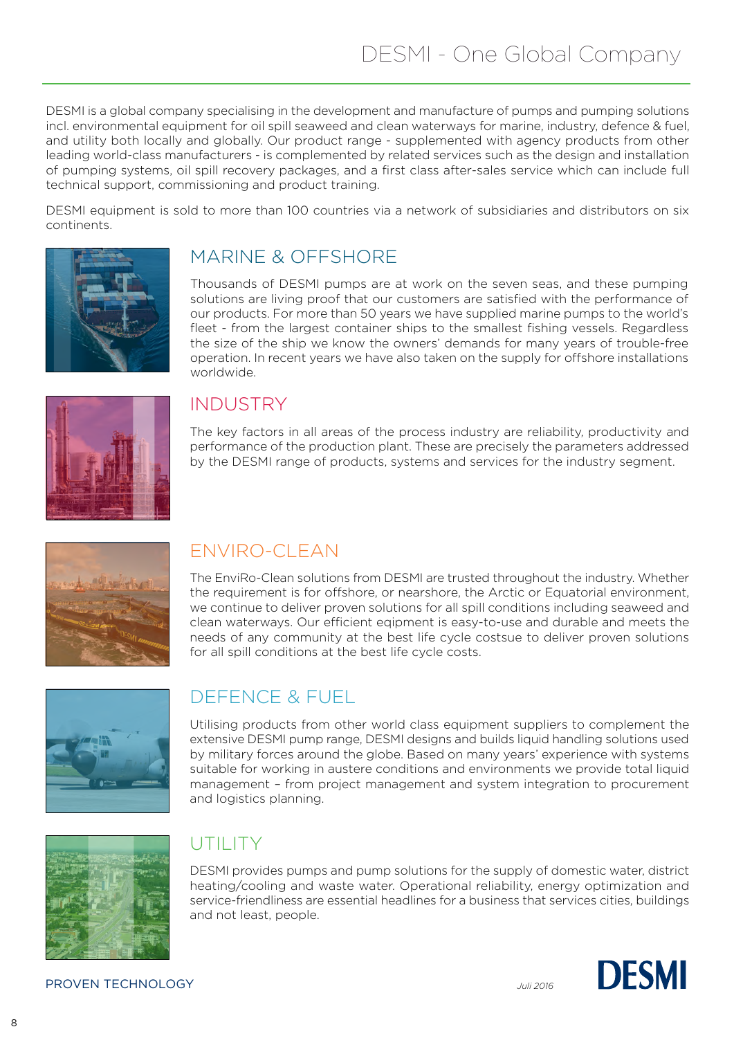# DESMI - One Global Company

DESMI is a global company specialising in the development and manufacture of pumps and pumping solutions incl. environmental equipment for oil spill seaweed and clean waterways for marine, industry, defence & fuel, and utility both locally and globally. Our product range - supplemented with agency products from other leading world-class manufacturers - is complemented by related services such as the design and installation of pumping systems, oil spill recovery packages, and a first class after-sales service which can include full technical support, commissioning and product training.

DESMI equipment is sold to more than 100 countries via a network of subsidiaries and distributors on six continents.

## MARINE & OFFSHORE

Thousands of DESMI pumps are at work on the seven seas, and these pumping solutions are living proof that our customers are satisfied with the performance of our products. For more than 50 years we have supplied marine pumps to the world's fleet - from the largest container ships to the smallest fishing vessels. Regardless the size of the ship we know the owners' demands for many years of trouble-free operation. In recent years we have also taken on the supply for offshore installations worldwide.

## INDUSTRY

The key factors in all areas of the process industry are reliability, productivity and performance of the production plant. These are precisely the parameters addressed by the DESMI range of products, systems and services for the industry segment.

## ENVIRO-CLEAN

The EnviRo-Clean solutions from DESMI are trusted throughout the industry. Whether the requirement is for offshore, or nearshore, the Arctic or Equatorial environment, we continue to deliver proven solutions for all spill conditions including seaweed and clean waterways. Our efficient eqipment is easy-to-use and durable and meets the needs of any community at the best life cycle costsue to deliver proven solutions for all spill conditions at the best life cycle costs.

## DEFENCE & FUEL

Utilising products from other world class equipment suppliers to complement the extensive DESMI pump range, DESMI designs and builds liquid handling solutions used by military forces around the globe. Based on many years' experience with systems suitable for working in austere conditions and environments we provide total liquid management – from project management and system integration to procurement and logistics planning.

## UTILITY

DESMI provides pumps and pump solutions for the supply of domestic water, district heating/cooling and waste water. Operational reliability, energy optimization and service-friendliness are essential headlines for a business that services cities, buildings and not least, people.

PROVEN TECHNOLOGY

*Juli 2016*

DESMI